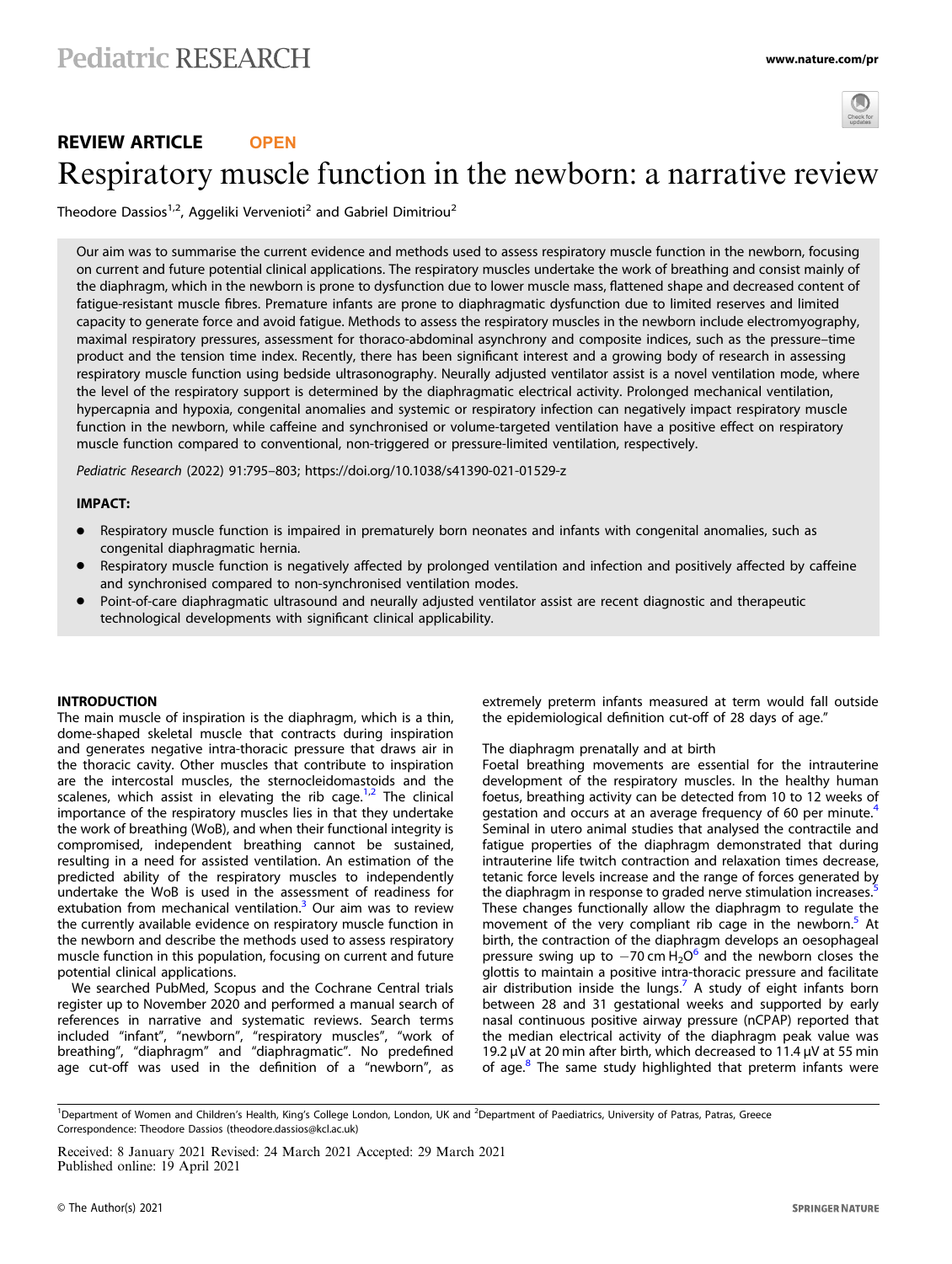REVIEW ARTICLE OPEN

# Respiratory muscle function in the newborn: a narrative review

Theodore Dassios[1,2], Aggeliki Vervenioti[2] and Gabriel Dimitriou[2]

Our aim was to summarise the current evidence and methods used to assess respiratory muscle function in the newborn, focusing on current and future potential clinical applications. The respiratory muscles undertake the work of breathing and consist mainly of the diaphragm, which in the newborn is prone to dysfunction due to lower muscle mass, flattened shape and decreased content of fatigue-resistant muscle fibres. Premature infants are prone to diaphragmatic dysfunction due to limited reserves and limited capacity to generate force and avoid fatigue. Methods to assess the respiratory muscles in the newborn include electromyography, maximal respiratory pressures, assessment for thoraco-abdominal asynchrony and composite indices, such as the pressure–time product and the tension time index. Recently, there has been significant interest and a growing body of research in assessing respiratory muscle function using bedside ultrasonography. Neurally adjusted ventilator assist is a novel ventilation mode, where the level of the respiratory support is determined by the diaphragmatic electrical activity. Prolonged mechanical ventilation, hypercapnia and hypoxia, congenital anomalies and systemic or respiratory infection can negatively impact respiratory muscle function in the newborn, while caffeine and synchronised or volume-targeted ventilation have a positive effect on respiratory muscle function compared to conventional, non-triggered or pressure-limited ventilation, respectively.

*Pediatric Research* (2022) 91:795–803; https://doi.org/10.1038/s41390-021-01529-z

**IMPACT:**

- Respiratory muscle function is impaired in prematurely born neonates and infants with congenital anomalies, such as congenital diaphragmatic hernia.
- Respiratory muscle function is negatively affected by prolonged ventilation and infection and positively affected by caffeine and synchronised compared to non-synchronised ventilation modes.
- Point-of-care diaphragmatic ultrasound and neurally adjusted ventilator assist are recent diagnostic and therapeutic technological developments with significant clinical applicability.

## INTRODUCTION

The main muscle of inspiration is the diaphragm, which is a thin, dome-shaped skeletal muscle that contracts during inspiration and generates negative intra-thoracic pressure that draws air in the thoracic cavity. Other muscles that contribute to inspiration are the intercostal muscles, the sternocleidomastoids and the scalenes, which assist in elevating the rib cage.[1,2] The clinical importance of the respiratory muscles lies in that they undertake the work of breathing (WoB), and when their functional integrity is compromised, independent breathing cannot be sustained, resulting in a need for assisted ventilation. An estimation of the predicted ability of the respiratory muscles to independently undertake the WoB is used in the assessment of readiness for extubation from mechanical ventilation.[3] Our aim was to review the currently available evidence on respiratory muscle function in the newborn and describe the methods used to assess respiratory muscle function in this population, focusing on current and future potential clinical applications.

We searched PubMed, Scopus and the Cochrane Central trials register up to November 2020 and performed a manual search of references in narrative and systematic reviews. Search terms included "infant", "newborn", "respiratory muscles", "work of breathing", "diaphragm" and "diaphragmatic". No predefined age cut-off was used in the definition of a "newborn", as extremely preterm infants measured at term would fall outside the epidemiological definition cut-off of 28 days of age."

### The diaphragm prenatally and at birth

Foetal breathing movements are essential for the intrauterine development of the respiratory muscles. In the healthy human foetus, breathing activity can be detected from 10 to 12 weeks of gestation and occurs at an average frequency of 60 per minute.[4] Seminal in utero animal studies that analysed the contractile and fatigue properties of the diaphragm demonstrated that during intrauterine life twitch contraction and relaxation times decrease, tetanic force levels increase and the range of forces generated by the diaphragm in response to graded nerve stimulation increases.[5] These changes functionally allow the diaphragm to regulate the movement of the very compliant rib cage in the newborn.[5] At birth, the contraction of the diaphragm develops an oesophageal pressure swing up to $-70$ cm $H_2O$[6] and the newborn closes the glottis to maintain a positive intra-thoracic pressure and facilitate air distribution inside the lungs.[7] A study of eight infants born between 28 and 31 gestational weeks and supported by early nasal continuous positive airway pressure (nCPAP) reported that the median electrical activity of the diaphragm peak value was 19.2 μV at 20 min after birth, which decreased to 11.4 μV at 55 min of age.[8] The same study highlighted that preterm infants were

[1]Department of Women and Children's Health, King's College London, London, UK and [2]Department of Paediatrics, University of Patras, Patras, Greece
Correspondence: Theodore Dassios (theodore.dassios@kcl.ac.uk)

Received: 8 January 2021 Revised: 24 March 2021 Accepted: 29 March 2021
Published online: 19 April 2021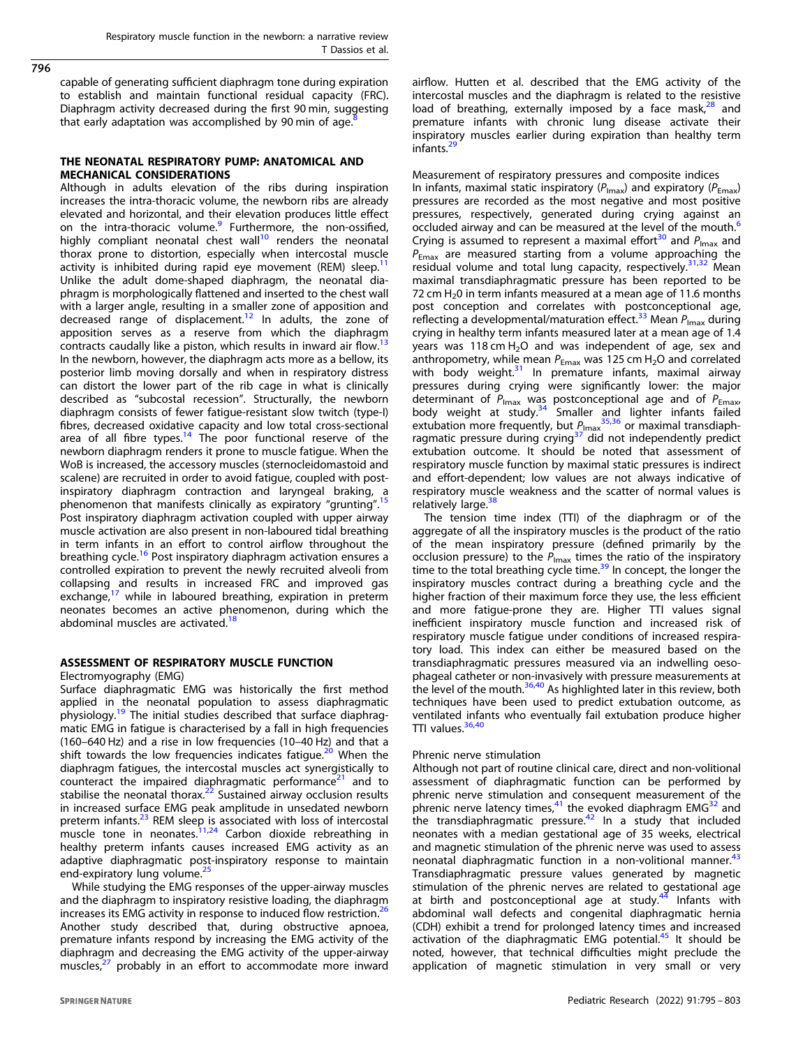capable of generating sufficient diaphragm tone during expiration to establish and maintain functional residual capacity (FRC). Diaphragm activity decreased during the first 90 min, suggesting that early adaptation was accomplished by 90 min of age.[8]

## THE NEONATAL RESPIRATORY PUMP: ANATOMICAL AND MECHANICAL CONSIDERATIONS

Although in adults elevation of the ribs during inspiration increases the intra-thoracic volume, the newborn ribs are already elevated and horizontal, and their elevation produces little effect on the intra-thoracic volume.[9] Furthermore, the non-ossified, highly compliant neonatal chest wall[10] renders the neonatal thorax prone to distortion, especially when intercostal muscle activity is inhibited during rapid eye movement (REM) sleep.[11] Unlike the adult dome-shaped diaphragm, the neonatal diaphragm is morphologically flattened and inserted to the chest wall with a larger angle, resulting in a smaller zone of apposition and decreased range of displacement.[12] In adults, the zone of apposition serves as a reserve from which the diaphragm contracts caudally like a piston, which results in inward air flow.[13] In the newborn, however, the diaphragm acts more as a bellow, its posterior limb moving dorsally and when in respiratory distress can distort the lower part of the rib cage in what is clinically described as "subcostal recession". Structurally, the newborn diaphragm consists of fewer fatigue-resistant slow twitch (type-I) fibres, decreased oxidative capacity and low total cross-sectional area of all fibre types.[14] The poor functional reserve of the newborn diaphragm renders it prone to muscle fatigue. When the WoB is increased, the accessory muscles (sternocleidomastoid and scalene) are recruited in order to avoid fatigue, coupled with post-inspiratory diaphragm contraction and laryngeal braking, a phenomenon that manifests clinically as expiratory "grunting".[15] Post inspiratory diaphragm activation coupled with upper airway muscle activation are also present in non-laboured tidal breathing in term infants in an effort to control airflow throughout the breathing cycle.[16] Post inspiratory diaphragm activation ensures a controlled expiration to prevent the newly recruited alveoli from collapsing and results in increased FRC and improved gas exchange,[17] while in laboured breathing, expiration in preterm neonates becomes an active phenomenon, during which the abdominal muscles are activated.[18]

## ASSESSMENT OF RESPIRATORY MUSCLE FUNCTION

### Electromyography (EMG)

Surface diaphragmatic EMG was historically the first method applied in the neonatal population to assess diaphragmatic physiology.[19] The initial studies described that surface diaphragmatic EMG in fatigue is characterised by a fall in high frequencies (160–640 Hz) and a rise in low frequencies (10–40 Hz) and that a shift towards the low frequencies indicates fatigue.[20] When the diaphragm fatigues, the intercostal muscles act synergistically to counteract the impaired diaphragmatic performance[21] and to stabilise the neonatal thorax.[22] Sustained airway occlusion results in increased surface EMG peak amplitude in unsedated newborn preterm infants.[23] REM sleep is associated with loss of intercostal muscle tone in neonates.[11,24] Carbon dioxide rebreathing in healthy preterm infants causes increased EMG activity as an adaptive diaphragmatic post-inspiratory response to maintain end-expiratory lung volume.[25]

While studying the EMG responses of the upper-airway muscles and the diaphragm to inspiratory resistive loading, the diaphragm increases its EMG activity in response to induced flow restriction.[26] Another study described that, during obstructive apnoea, premature infants respond by increasing the EMG activity of the diaphragm and decreasing the EMG activity of the upper-airway muscles,[27] probably in an effort to accommodate more inward airflow. Hutten et al. described that the EMG activity of the intercostal muscles and the diaphragm is related to the resistive load of breathing, externally imposed by a face mask,[28] and premature infants with chronic lung disease activate their inspiratory muscles earlier during expiration than healthy term infants.[29]

### Measurement of respiratory pressures and composite indices

In infants, maximal static inspiratory ($P_{Imax}$) and expiratory ($P_{Emax}$) pressures are recorded as the most negative and most positive pressures, respectively, generated during crying against an occluded airway and can be measured at the level of the mouth.[6] Crying is assumed to represent a maximal effort[30] and $P_{Imax}$ and $P_{Emax}$ are measured starting from a volume approaching the residual volume and total lung capacity, respectively.[31,32] Mean maximal transdiaphragmatic pressure has been reported to be 72 cm $H_2O$ in term infants measured at a mean age of 11.6 months post conception and correlates with postconceptional age, reflecting a developmental/maturation effect.[33] Mean $P_{Imax}$ during crying in healthy term infants measured later at a mean age of 1.4 years was 118 cm $H_2O$ and was independent of age, sex and anthropometry, while mean $P_{Emax}$ was 125 cm $H_2O$ and correlated with body weight.[31] In premature infants, maximal airway pressures during crying were significantly lower: the major determinant of $P_{Imax}$ was postconceptional age and of $P_{Emax}$, body weight at study.[34] Smaller and lighter infants failed extubation more frequently, but $P_{Imax}$[35,36] or maximal transdiaphragmatic pressure during crying[37] did not independently predict extubation outcome. It should be noted that assessment of respiratory muscle function by maximal static pressures is indirect and effort-dependent; low values are not always indicative of respiratory muscle weakness and the scatter of normal values is relatively large.[38]

The tension time index (TTI) of the diaphragm or of the aggregate of all the inspiratory muscles is the product of the ratio of the mean inspiratory pressure (defined primarily by the occlusion pressure) to the $P_{Imax}$ times the ratio of the inspiratory time to the total breathing cycle time.[39] In concept, the longer the inspiratory muscles contract during a breathing cycle and the higher fraction of their maximum force they use, the less efficient and more fatigue-prone they are. Higher TTI values signal inefficient inspiratory muscle function and increased risk of respiratory muscle fatigue under conditions of increased respiratory load. This index can either be measured based on the transdiaphragmatic pressures measured via an indwelling oesophageal catheter or non-invasively with pressure measurements at the level of the mouth.[36,40] As highlighted later in this review, both techniques have been used to predict extubation outcome, as ventilated infants who eventually fail extubation produce higher TTI values.[36,40]

### Phrenic nerve stimulation

Although not part of routine clinical care, direct and non-volitional assessment of diaphragmatic function can be performed by phrenic nerve stimulation and consequent measurement of the phrenic nerve latency times,[41] the evoked diaphragm EMG[32] and the transdiaphragmatic pressure.[42] In a study that included neonates with a median gestational age of 35 weeks, electrical and magnetic stimulation of the phrenic nerve was used to assess neonatal diaphragmatic function in a non-volitional manner.[43] Transdiaphragmatic pressure values generated by magnetic stimulation of the phrenic nerves are related to gestational age at birth and postconceptional age at study.[44] Infants with abdominal wall defects and congenital diaphragmatic hernia (CDH) exhibit a trend for prolonged latency times and increased activation of the diaphragmatic EMG potential.[45] It should be noted, however, that technical difficulties might preclude the application of magnetic stimulation in very small or very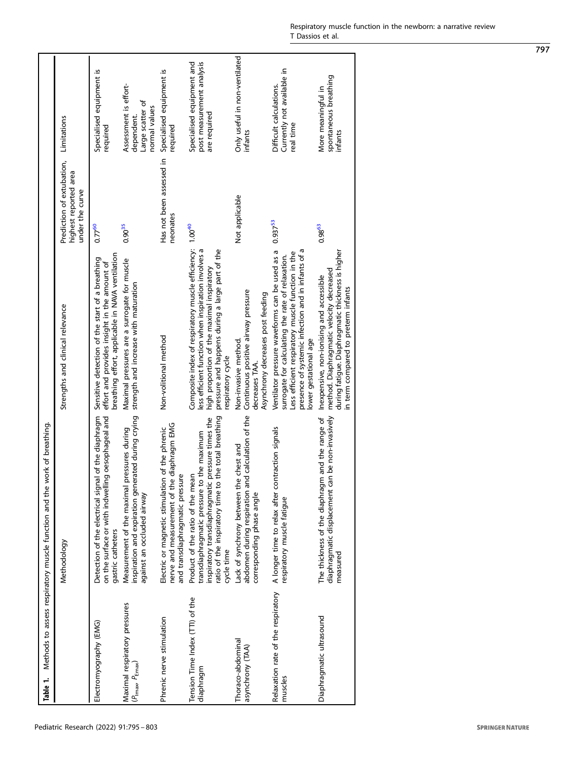**Table 1.** Methods to assess respiratory muscle function and the work of breathing.

| | Methodology | Strengths and clinical relevance | Prediction of extubation, highest reported area under the curve | Limitations |
|---|---|---|---|---|
| Electromyography (EMG) | Detection of the electrical signal of the diaphragm on the surface or with indwelling oesophageal and gastric catheters | Sensitive detection of the start of a breathing effort and provides insight in the amount of breathing effort, applicable in NAVA ventilation | 0.77[60] | Specialised equipment is required |
| Maximal respiratory pressures ($P_{Imax}$, $P_{Emax}$) | Measurement of the maximal pressures during inspiration and expiration generated during crying against an occluded airway | Maximal pressures are a surrogate for muscle strength and increase with maturation | 0.90[35] | Assessment is effort-dependent. Large scatter of normal values |
| Phrenic nerve stimulation | Electric or magnetic stimulation of the phrenic nerve and measurement of the diaphragm EMG and transdiaphragmatic pressure | Non-volitional method | Has not been assessed in neonates | Specialised equipment is required |
| Tension Time Index (TTI) of the diaphragm | Product of the ratio of the mean transdiaphragmatic pressure to the maximum inspiratory transdiaphragmatic pressure times the ratio of the inspiratory time to the total breathing cycle time | Composite index of respiratory muscle efficiency: less efficient function when inspiration involves a high proportion of the maximal inspiratory pressure and happens during a large part of the respiratory cycle | 1.00[40] | Specialised equipment and post measurement analysis are required |
| Thoraco-abdominal asynchrony (TAA) | Lack of synchrony between the chest and abdomen during respiration and calculation of the corresponding phase angle | Non-invasive method. Continuous positive airway pressure decreases TAA. Asynchrony decreases post feeding | Not applicable | Only useful in non-ventilated infants |
| Relaxation rate of the respiratory muscles | A longer time to relax after contraction signals respiratory muscle fatigue | Ventilator pressure waveforms can be used as a surrogate for calculating the rate of relaxation. Less efficient respiratory muscle function in the presence of systemic infection and in infants of a lower gestational age | 0.937[53] | Difficult calculations. Currently not available in real time |
| Diaphragmatic ultrasound | The thickness of the diaphragm and the range of diaphragmatic displacement can be non-invasively measured | Inexpensive, non-ionising and accessible method. Diaphragmatic velocity decreased during fatigue. Diaphragmatic thickness is higher in term compared to preterm infants | 0.98[63] | More meaningful in spontaneous breathing infants |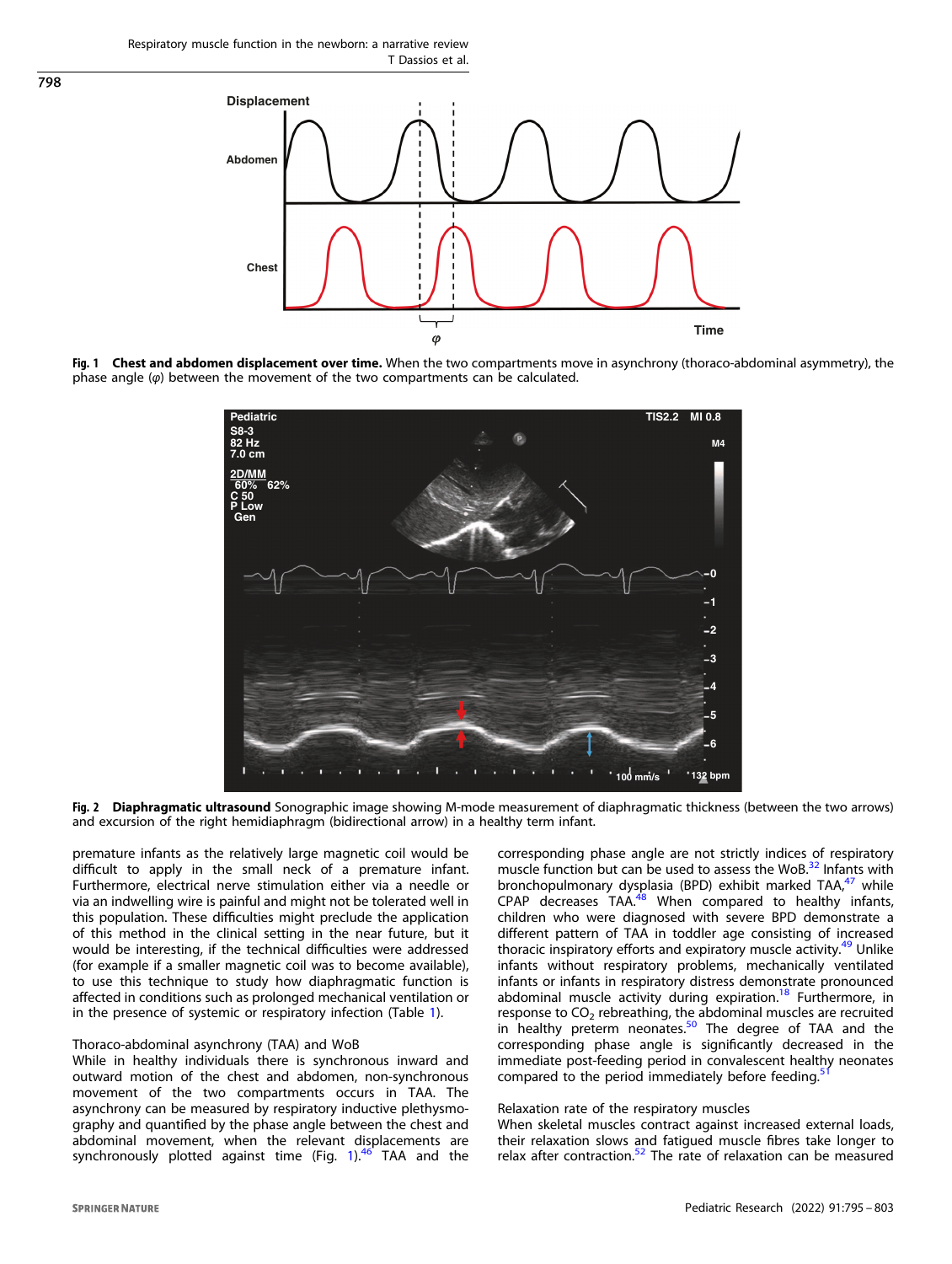Fig. 1 **Chest and abdomen displacement over time.** When the two compartments move in asynchrony (thoraco-abdominal asymmetry), the phase angle (φ) between the movement of the two compartments can be calculated.

Fig. 2 **Diaphragmatic ultrasound** Sonographic image showing M-mode measurement of diaphragmatic thickness (between the two arrows) and excursion of the right hemidiaphragm (bidirectional arrow) in a healthy term infant.

premature infants as the relatively large magnetic coil would be difficult to apply in the small neck of a premature infant. Furthermore, electrical nerve stimulation either via a needle or via an indwelling wire is painful and might not be tolerated well in this population. These difficulties might preclude the application of this method in the clinical setting in the near future, but it would be interesting, if the technical difficulties were addressed (for example if a smaller magnetic coil was to become available), to use this technique to study how diaphragmatic function is affected in conditions such as prolonged mechanical ventilation or in the presence of systemic or respiratory infection (Table 1).

Thoraco-abdominal asynchrony (TAA) and WoB

While in healthy individuals there is synchronous inward and outward motion of the chest and abdomen, non-synchronous movement of the two compartments occurs in TAA. The asynchrony can be measured by respiratory inductive plethysmography and quantified by the phase angle between the chest and abdominal movement, when the relevant displacements are synchronously plotted against time (Fig. 1).[46] TAA and the corresponding phase angle are not strictly indices of respiratory muscle function but can be used to assess the WoB.[32] Infants with bronchopulmonary dysplasia (BPD) exhibit marked TAA,[47] while CPAP decreases TAA.[48] When compared to healthy infants, children who were diagnosed with severe BPD demonstrate a different pattern of TAA in toddler age consisting of increased thoracic inspiratory efforts and expiratory muscle activity.[49] Unlike infants without respiratory problems, mechanically ventilated infants or infants in respiratory distress demonstrate pronounced abdominal muscle activity during expiration.[18] Furthermore, in response to $CO_2$ rebreathing, the abdominal muscles are recruited in healthy preterm neonates.[50] The degree of TAA and the corresponding phase angle is significantly decreased in the immediate post-feeding period in convalescent healthy neonates compared to the period immediately before feeding.[51]

Relaxation rate of the respiratory muscles

When skeletal muscles contract against increased external loads, their relaxation slows and fatigued muscle fibres take longer to relax after contraction.[52] The rate of relaxation can be measured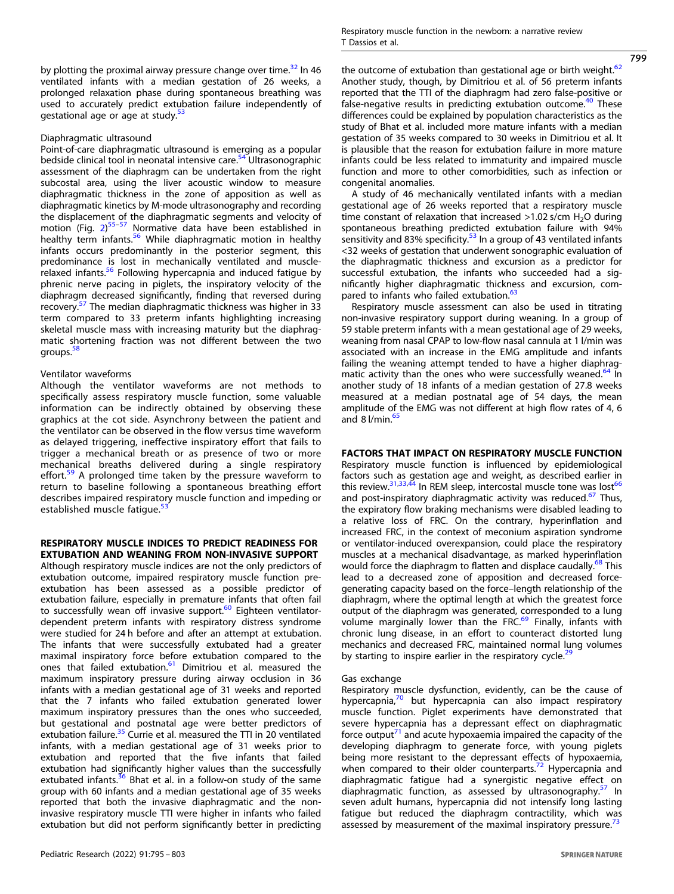by plotting the proximal airway pressure change over time.[32] In 46 ventilated infants with a median gestation of 26 weeks, a prolonged relaxation phase during spontaneous breathing was used to accurately predict extubation failure independently of gestational age or age at study.[53]

### Diaphragmatic ultrasound

Point-of-care diaphragmatic ultrasound is emerging as a popular bedside clinical tool in neonatal intensive care.[54] Ultrasonographic assessment of the diaphragm can be undertaken from the right subcostal area, using the liver acoustic window to measure diaphragmatic thickness in the zone of apposition as well as diaphragmatic kinetics by M-mode ultrasonography and recording the displacement of the diaphragmatic segments and velocity of motion (Fig. 2)[55–57] Normative data have been established in healthy term infants.[56] While diaphragmatic motion in healthy infants occurs predominantly in the posterior segment, this predominance is lost in mechanically ventilated and muscle-relaxed infants.[56] Following hypercapnia and induced fatigue by phrenic nerve pacing in piglets, the inspiratory velocity of the diaphragm decreased significantly, finding that reversed during recovery.[57] The median diaphragmatic thickness was higher in 33 term compared to 33 preterm infants highlighting increasing skeletal muscle mass with increasing maturity but the diaphragmatic shortening fraction was not different between the two groups.[58]

### Ventilator waveforms

Although the ventilator waveforms are not methods to specifically assess respiratory muscle function, some valuable information can be indirectly obtained by observing these graphics at the cot side. Asynchrony between the patient and the ventilator can be observed in the flow versus time waveform as delayed triggering, ineffective inspiratory effort that fails to trigger a mechanical breath or as presence of two or more mechanical breaths delivered during a single respiratory effort.[59] A prolonged time taken by the pressure waveform to return to baseline following a spontaneous breathing effort describes impaired respiratory muscle function and impeding or established muscle fatigue.[53]

## RESPIRATORY MUSCLE INDICES TO PREDICT READINESS FOR EXTUBATION AND WEANING FROM NON-INVASIVE SUPPORT

Although respiratory muscle indices are not the only predictors of extubation outcome, impaired respiratory muscle function pre-extubation has been assessed as a possible predictor of extubation failure, especially in premature infants that often fail to successfully wean off invasive support.[60] Eighteen ventilator-dependent preterm infants with respiratory distress syndrome were studied for 24 h before and after an attempt at extubation. The infants that were successfully extubated had a greater maximal inspiratory force before extubation compared to the ones that failed extubation.[61] Dimitriou et al. measured the maximum inspiratory pressure during airway occlusion in 36 infants with a median gestational age of 31 weeks and reported that the 7 infants who failed extubation generated lower maximum inspiratory pressures than the ones who succeeded, but gestational and postnatal age were better predictors of extubation failure.[35] Currie et al. measured the TTI in 20 ventilated infants, with a median gestational age of 31 weeks prior to extubation and reported that the five infants that failed extubation had significantly higher values than the successfully extubated infants.[36] Bhat et al. in a follow-on study of the same group with 60 infants and a median gestational age of 35 weeks reported that both the invasive diaphragmatic and the non-invasive respiratory muscle TTI were higher in infants who failed extubation but did not perform significantly better in predicting the outcome of extubation than gestational age or birth weight.[62] Another study, though, by Dimitriou et al. of 56 preterm infants reported that the TTI of the diaphragm had zero false-positive or false-negative results in predicting extubation outcome.[40] These differences could be explained by population characteristics as the study of Bhat et al. included more mature infants with a median gestation of 35 weeks compared to 30 weeks in Dimitriou et al. It is plausible that the reason for extubation failure in more mature infants could be less related to immaturity and impaired muscle function and more to other comorbidities, such as infection or congenital anomalies.

A study of 46 mechanically ventilated infants with a median gestational age of 26 weeks reported that a respiratory muscle time constant of relaxation that increased >1.02 s/cm $H_2O$ during spontaneous breathing predicted extubation failure with 94% sensitivity and 83% specificity.[53] In a group of 43 ventilated infants <32 weeks of gestation that underwent sonographic evaluation of the diaphragmatic thickness and excursion as a predictor for successful extubation, the infants who succeeded had a significantly higher diaphragmatic thickness and excursion, compared to infants who failed extubation.[63]

Respiratory muscle assessment can also be used in titrating non-invasive respiratory support during weaning. In a group of 59 stable preterm infants with a mean gestational age of 29 weeks, weaning from nasal CPAP to low-flow nasal cannula at 1 l/min was associated with an increase in the EMG amplitude and infants failing the weaning attempt tended to have a higher diaphragmatic activity than the ones who were successfully weaned.[64] In another study of 18 infants of a median gestation of 27.8 weeks measured at a median postnatal age of 54 days, the mean amplitude of the EMG was not different at high flow rates of 4, 6 and 8 l/min.[65]

## FACTORS THAT IMPACT ON RESPIRATORY MUSCLE FUNCTION

Respiratory muscle function is influenced by epidemiological factors such as gestation age and weight, as described earlier in this review.[31,33,44] In REM sleep, intercostal muscle tone was lost[66] and post-inspiratory diaphragmatic activity was reduced.[67] Thus, the expiratory flow braking mechanisms were disabled leading to a relative loss of FRC. On the contrary, hyperinflation and increased FRC, in the context of meconium aspiration syndrome or ventilator-induced overexpansion, could place the respiratory muscles at a mechanical disadvantage, as marked hyperinflation would force the diaphragm to flatten and displace caudally.[68] This lead to a decreased zone of apposition and decreased force-generating capacity based on the force–length relationship of the diaphragm, where the optimal length at which the greatest force output of the diaphragm was generated, corresponded to a lung volume marginally lower than the FRC.[69] Finally, infants with chronic lung disease, in an effort to counteract distorted lung mechanics and decreased FRC, maintained normal lung volumes by starting to inspire earlier in the respiratory cycle.[29]

### Gas exchange

Respiratory muscle dysfunction, evidently, can be the cause of hypercapnia,[70] but hypercapnia can also impact respiratory muscle function. Piglet experiments have demonstrated that severe hypercapnia has a depressant effect on diaphragmatic force output[71] and acute hypoxaemia impaired the capacity of the developing diaphragm to generate force, with young piglets being more resistant to the depressant effects of hypoxaemia, when compared to their older counterparts.[72] Hypercapnia and diaphragmatic fatigue had a synergistic negative effect on diaphragmatic function, as assessed by ultrasonography.[57] In seven adult humans, hypercapnia did not intensify long lasting fatigue but reduced the diaphragm contractility, which was assessed by measurement of the maximal inspiratory pressure.[73]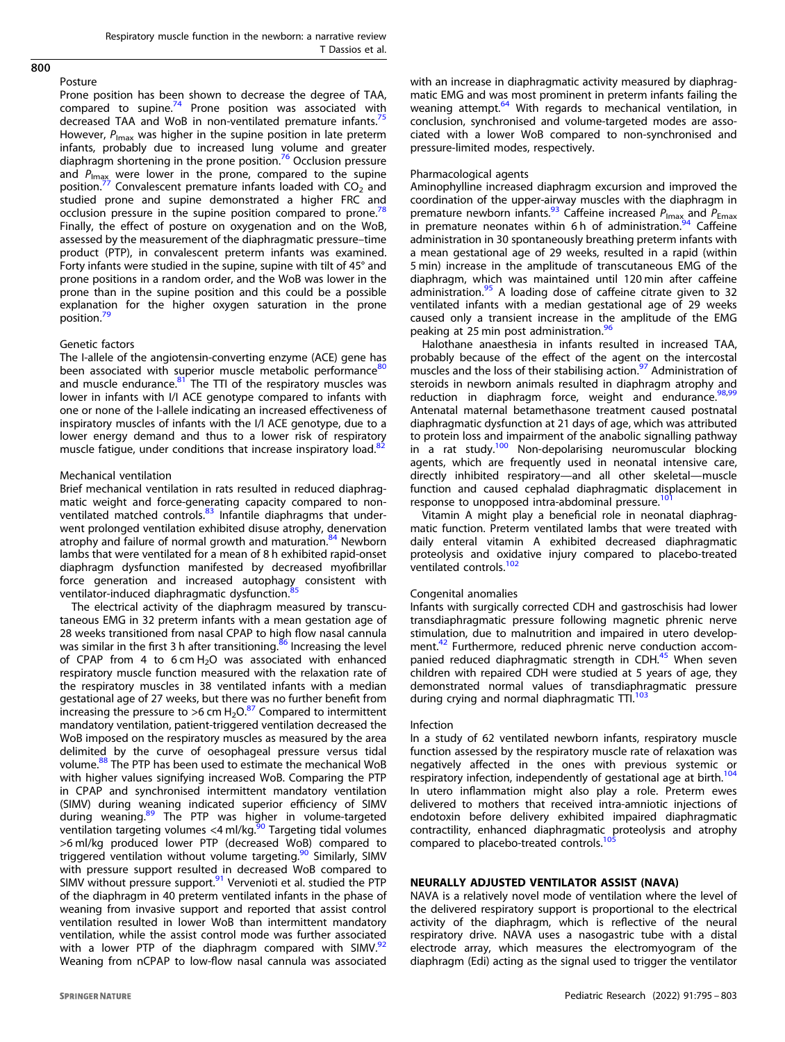### Posture

Prone position has been shown to decrease the degree of TAA, compared to supine.[74] Prone position was associated with decreased TAA and WoB in non-ventilated premature infants.[75] However, $P_{Imax}$ was higher in the supine position in late preterm infants, probably due to increased lung volume and greater diaphragm shortening in the prone position.[76] Occlusion pressure and $P_{Imax}$ were lower in the prone, compared to the supine position.[77] Convalescent premature infants loaded with $CO_2$ and studied prone and supine demonstrated a higher FRC and occlusion pressure in the supine position compared to prone.[78] Finally, the effect of posture on oxygenation and on the WoB, assessed by the measurement of the diaphragmatic pressure–time product (PTP), in convalescent preterm infants was examined. Forty infants were studied in the supine, supine with tilt of 45° and prone positions in a random order, and the WoB was lower in the prone than in the supine position and this could be a possible explanation for the higher oxygen saturation in the prone position.[79]

### Genetic factors

The I-allele of the angiotensin-converting enzyme (ACE) gene has been associated with superior muscle metabolic performance[80] and muscle endurance.[81] The TTI of the respiratory muscles was lower in infants with I/I ACE genotype compared to infants with one or none of the I-allele indicating an increased effectiveness of inspiratory muscles of infants with the I/I ACE genotype, due to a lower energy demand and thus to a lower risk of respiratory muscle fatigue, under conditions that increase inspiratory load.[82]

### Mechanical ventilation

Brief mechanical ventilation in rats resulted in reduced diaphragmatic weight and force-generating capacity compared to non-ventilated matched controls.[83] Infantile diaphragms that underwent prolonged ventilation exhibited disuse atrophy, denervation atrophy and failure of normal growth and maturation.[84] Newborn lambs that were ventilated for a mean of 8 h exhibited rapid-onset diaphragm dysfunction manifested by decreased myofibrillar force generation and increased autophagy consistent with ventilator-induced diaphragmatic dysfunction.[85]

The electrical activity of the diaphragm measured by transcutaneous EMG in 32 preterm infants with a mean gestation age of 28 weeks transitioned from nasal CPAP to high flow nasal cannula was similar in the first 3 h after transitioning.[86] Increasing the level of CPAP from 4 to 6 cm $H_2O$ was associated with enhanced respiratory muscle function measured with the relaxation rate of the respiratory muscles in 38 ventilated infants with a median gestational age of 27 weeks, but there was no further benefit from increasing the pressure to >6 cm $H_2O$.[87] Compared to intermittent mandatory ventilation, patient-triggered ventilation decreased the WoB imposed on the respiratory muscles as measured by the area delimited by the curve of oesophageal pressure versus tidal volume.[88] The PTP has been used to estimate the mechanical WoB with higher values signifying increased WoB. Comparing the PTP in CPAP and synchronised intermittent mandatory ventilation (SIMV) during weaning indicated superior efficiency of SIMV during weaning.[89] The PTP was higher in volume-targeted ventilation targeting volumes <4 ml/kg.[90] Targeting tidal volumes >6 ml/kg produced lower PTP (decreased WoB) compared to triggered ventilation without volume targeting.[90] Similarly, SIMV with pressure support resulted in decreased WoB compared to SIMV without pressure support.[91] Vervenioti et al. studied the PTP of the diaphragm in 40 preterm ventilated infants in the phase of weaning from invasive support and reported that assist control ventilation resulted in lower WoB than intermittent mandatory ventilation, while the assist control mode was further associated with a lower PTP of the diaphragm compared with SIMV.[92] Weaning from nCPAP to low-flow nasal cannula was associated with an increase in diaphragmatic activity measured by diaphragmatic EMG and was most prominent in preterm infants failing the weaning attempt.[64] With regards to mechanical ventilation, in conclusion, synchronised and volume-targeted modes are associated with a lower WoB compared to non-synchronised and pressure-limited modes, respectively.

### Pharmacological agents

Aminophylline increased diaphragm excursion and improved the coordination of the upper-airway muscles with the diaphragm in premature newborn infants.[93] Caffeine increased $P_{Imax}$ and $P_{Emax}$ in premature neonates within 6 h of administration.[94] Caffeine administration in 30 spontaneously breathing preterm infants with a mean gestational age of 29 weeks, resulted in a rapid (within 5 min) increase in the amplitude of transcutaneous EMG of the diaphragm, which was maintained until 120 min after caffeine administration.[95] A loading dose of caffeine citrate given to 32 ventilated infants with a median gestational age of 29 weeks caused only a transient increase in the amplitude of the EMG peaking at 25 min post administration.[96]

Halothane anaesthesia in infants resulted in increased TAA, probably because of the effect of the agent on the intercostal muscles and the loss of their stabilising action.[97] Administration of steroids in newborn animals resulted in diaphragm atrophy and reduction in diaphragm force, weight and endurance.[98,99] Antenatal maternal betamethasone treatment caused postnatal diaphragmatic dysfunction at 21 days of age, which was attributed to protein loss and impairment of the anabolic signalling pathway in a rat study.[100] Non-depolarising neuromuscular blocking agents, which are frequently used in neonatal intensive care, directly inhibited respiratory—and all other skeletal—muscle function and caused cephalad diaphragmatic displacement in response to unopposed intra-abdominal pressure.[101]

Vitamin A might play a beneficial role in neonatal diaphragmatic function. Preterm ventilated lambs that were treated with daily enteral vitamin A exhibited decreased diaphragmatic proteolysis and oxidative injury compared to placebo-treated ventilated controls.[102]

### Congenital anomalies

Infants with surgically corrected CDH and gastroschisis had lower transdiaphragmatic pressure following magnetic phrenic nerve stimulation, due to malnutrition and impaired in utero development.[42] Furthermore, reduced phrenic nerve conduction accompanied reduced diaphragmatic strength in CDH.[45] When seven children with repaired CDH were studied at 5 years of age, they demonstrated normal values of transdiaphragmatic pressure during crying and normal diaphragmatic TTI.[103]

### Infection

In a study of 62 ventilated newborn infants, respiratory muscle function assessed by the respiratory muscle rate of relaxation was negatively affected in the ones with previous systemic or respiratory infection, independently of gestational age at birth.[104] In utero inflammation might also play a role. Preterm ewes delivered to mothers that received intra-amniotic injections of endotoxin before delivery exhibited impaired diaphragmatic contractility, enhanced diaphragmatic proteolysis and atrophy compared to placebo-treated controls.[105]

## NEURALLY ADJUSTED VENTILATOR ASSIST (NAVA)

NAVA is a relatively novel mode of ventilation where the level of the delivered respiratory support is proportional to the electrical activity of the diaphragm, which is reflective of the neural respiratory drive. NAVA uses a nasogastric tube with a distal electrode array, which measures the electromyogram of the diaphragm (Edi) acting as the signal used to trigger the ventilator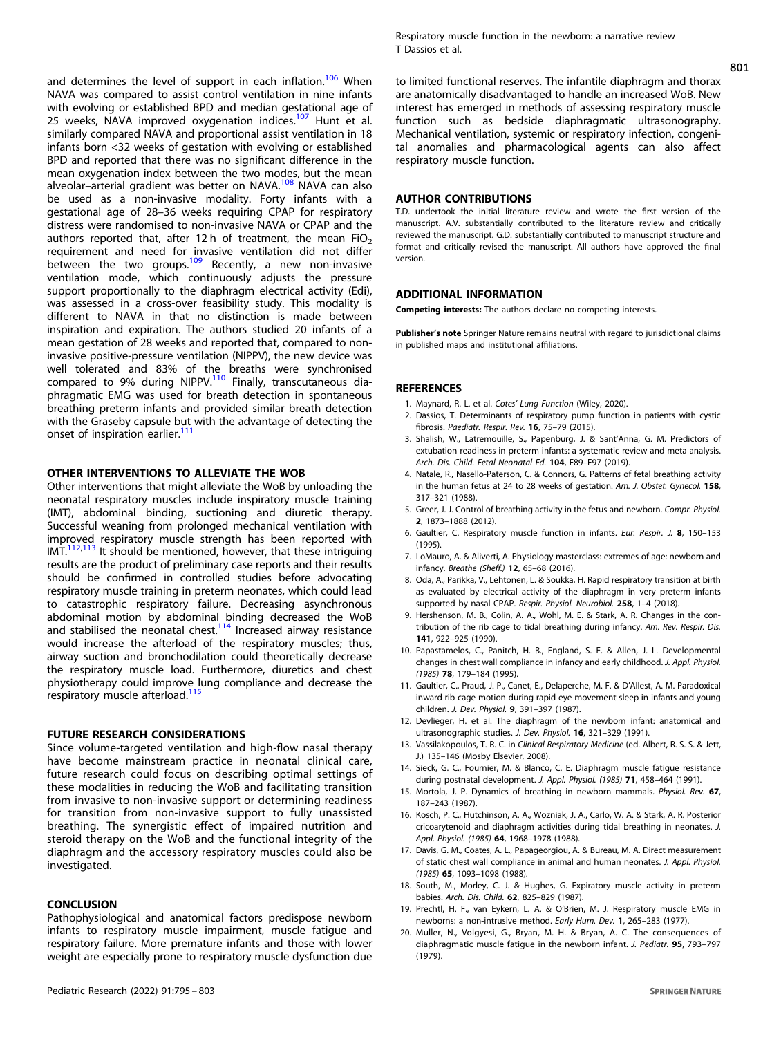and determines the level of support in each inflation.[106] When NAVA was compared to assist control ventilation in nine infants with evolving or established BPD and median gestational age of 25 weeks, NAVA improved oxygenation indices.[107] Hunt et al. similarly compared NAVA and proportional assist ventilation in 18 infants born <32 weeks of gestation with evolving or established BPD and reported that there was no significant difference in the mean oxygenation index between the two modes, but the mean alveolar–arterial gradient was better on NAVA.[108] NAVA can also be used as a non-invasive modality. Forty infants with a gestational age of 28–36 weeks requiring CPAP for respiratory distress were randomised to non-invasive NAVA or CPAP and the authors reported that, after 12 h of treatment, the mean $FiO_2$ requirement and need for invasive ventilation did not differ between the two groups.[109] Recently, a new non-invasive ventilation mode, which continuously adjusts the pressure support proportionally to the diaphragm electrical activity (Edi), was assessed in a cross-over feasibility study. This modality is different to NAVA in that no distinction is made between inspiration and expiration. The authors studied 20 infants of a mean gestation of 28 weeks and reported that, compared to non-invasive positive-pressure ventilation (NIPPV), the new device was well tolerated and 83% of the breaths were synchronised compared to 9% during NIPPV.[110] Finally, transcutaneous diaphragmatic EMG was used for breath detection in spontaneous breathing preterm infants and provided similar breath detection with the Graseby capsule but with the advantage of detecting the onset of inspiration earlier.[111]

## OTHER INTERVENTIONS TO ALLEVIATE THE WOB

Other interventions that might alleviate the WoB by unloading the neonatal respiratory muscles include inspiratory muscle training (IMT), abdominal binding, suctioning and diuretic therapy. Successful weaning from prolonged mechanical ventilation with improved respiratory muscle strength has been reported with IMT.[112,113] It should be mentioned, however, that these intriguing results are the product of preliminary case reports and their results should be confirmed in controlled studies before advocating respiratory muscle training in preterm neonates, which could lead to catastrophic respiratory failure. Decreasing asynchronous abdominal motion by abdominal binding decreased the WoB and stabilised the neonatal chest.[114] Increased airway resistance would increase the afterload of the respiratory muscles; thus, airway suction and bronchodilation could theoretically decrease the respiratory muscle load. Furthermore, diuretics and chest physiotherapy could improve lung compliance and decrease the respiratory muscle afterload.[115]

## FUTURE RESEARCH CONSIDERATIONS

Since volume-targeted ventilation and high-flow nasal therapy have become mainstream practice in neonatal clinical care, future research could focus on describing optimal settings of these modalities in reducing the WoB and facilitating transition from invasive to non-invasive support or determining readiness for transition from non-invasive support to fully unassisted breathing. The synergistic effect of impaired nutrition and steroid therapy on the WoB and the functional integrity of the diaphragm and the accessory respiratory muscles could also be investigated.

## CONCLUSION

Pathophysiological and anatomical factors predispose newborn infants to respiratory muscle impairment, muscle fatigue and respiratory failure. More premature infants and those with lower weight are especially prone to respiratory muscle dysfunction due to limited functional reserves. The infantile diaphragm and thorax are anatomically disadvantaged to handle an increased WoB. New interest has emerged in methods of assessing respiratory muscle function such as bedside diaphragmatic ultrasonography. Mechanical ventilation, systemic or respiratory infection, congenital anomalies and pharmacological agents can also affect respiratory muscle function.

## AUTHOR CONTRIBUTIONS

T.D. undertook the initial literature review and wrote the first version of the manuscript. A.V. substantially contributed to the literature review and critically reviewed the manuscript. G.D. substantially contributed to manuscript structure and format and critically revised the manuscript. All authors have approved the final version.

## ADDITIONAL INFORMATION

**Competing interests:** The authors declare no competing interests.

**Publisher's note** Springer Nature remains neutral with regard to jurisdictional claims in published maps and institutional affiliations.

## REFERENCES

1. Maynard, R. L. et al. *Cotes' Lung Function* (Wiley, 2020).
2. Dassios, T. Determinants of respiratory pump function in patients with cystic fibrosis. *Paediatr. Respir. Rev.* **16**, 75–79 (2015).
3. Shalish, W., Latremouille, S., Papenburg, J. & Sant'Anna, G. M. Predictors of extubation readiness in preterm infants: a systematic review and meta-analysis. *Arch. Dis. Child. Fetal Neonatal Ed.* **104**, F89–F97 (2019).
4. Natale, R., Nasello-Paterson, C. & Connors, G. Patterns of fetal breathing activity in the human fetus at 24 to 28 weeks of gestation. *Am. J. Obstet. Gynecol.* **158**, 317–321 (1988).
5. Greer, J. J. Control of breathing activity in the fetus and newborn. *Compr. Physiol.* **2**, 1873–1888 (2012).
6. Gaultier, C. Respiratory muscle function in infants. *Eur. Respir. J.* **8**, 150–153 (1995).
7. LoMauro, A. & Aliverti, A. Physiology masterclass: extremes of age: newborn and infancy. *Breathe (Sheff.)* **12**, 65–68 (2016).
8. Oda, A., Parikka, V., Lehtonen, L. & Soukka, H. Rapid respiratory transition at birth as evaluated by electrical activity of the diaphragm in very preterm infants supported by nasal CPAP. *Respir. Physiol. Neurobiol.* **258**, 1–4 (2018).
9. Hershenson, M. B., Colin, A. A., Wohl, M. E. & Stark, A. R. Changes in the contribution of the rib cage to tidal breathing during infancy. *Am. Rev. Respir. Dis.* **141**, 922–925 (1990).
10. Papastamelos, C., Panitch, H. B., England, S. E. & Allen, J. L. Developmental changes in chest wall compliance in infancy and early childhood. *J. Appl. Physiol. (1985)* **78**, 179–184 (1995).
11. Gaultier, C., Praud, J. P., Canet, E., Delaperche, M. F. & D'Allest, A. M. Paradoxical inward rib cage motion during rapid eye movement sleep in infants and young children. *J. Dev. Physiol.* **9**, 391–397 (1987).
12. Devlieger, H. et al. The diaphragm of the newborn infant: anatomical and ultrasonographic studies. *J. Dev. Physiol.* **16**, 321–329 (1991).
13. Vassilakopoulos, T. R. C. in *Clinical Respiratory Medicine* (ed. Albert, R. S. S. & Jett, J.) 135–146 (Mosby Elsevier, 2008).
14. Sieck, G. C., Fournier, M. & Blanco, C. E. Diaphragm muscle fatigue resistance during postnatal development. *J. Appl. Physiol. (1985)* **71**, 458–464 (1991).
15. Mortola, J. P. Dynamics of breathing in newborn mammals. *Physiol. Rev.* **67**, 187–243 (1987).
16. Kosch, P. C., Hutchinson, A. A., Wozniak, J. A., Carlo, W. A. & Stark, A. R. Posterior cricoarytenoid and diaphragm activities during tidal breathing in neonates. *J. Appl. Physiol. (1985)* **64**, 1968–1978 (1988).
17. Davis, G. M., Coates, A. L., Papageorgiou, A. & Bureau, M. A. Direct measurement of static chest wall compliance in animal and human neonates. *J. Appl. Physiol. (1985)* **65**, 1093–1098 (1988).
18. South, M., Morley, C. J. & Hughes, G. Expiratory muscle activity in preterm babies. *Arch. Dis. Child.* **62**, 825–829 (1987).
19. Prechtl, H. F., van Eykern, L. A. & O'Brien, M. J. Respiratory muscle EMG in newborns: a non-intrusive method. *Early Hum. Dev.* **1**, 265–283 (1977).
20. Muller, N., Volgyesi, G., Bryan, M. H. & Bryan, A. C. The consequences of diaphragmatic muscle fatigue in the newborn infant. *J. Pediatr.* **95**, 793–797 (1979).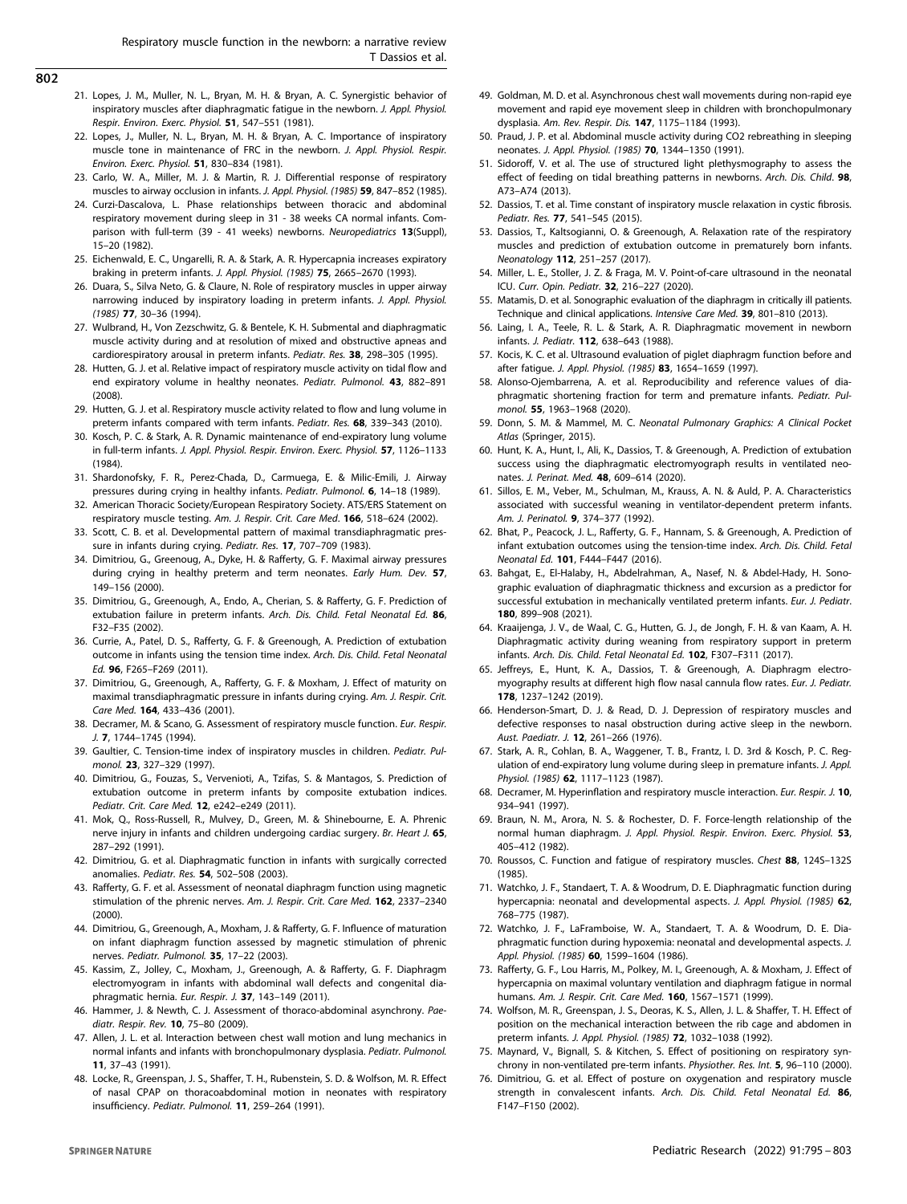21. Lopes, J. M., Muller, N. L., Bryan, M. H. & Bryan, A. C. Synergistic behavior of inspiratory muscles after diaphragmatic fatigue in the newborn. *J. Appl. Physiol. Respir. Environ. Exerc. Physiol.* **51**, 547–551 (1981).
22. Lopes, J., Muller, N. L., Bryan, M. H. & Bryan, A. C. Importance of inspiratory muscle tone in maintenance of FRC in the newborn. *J. Appl. Physiol. Respir. Environ. Exerc. Physiol.* **51**, 830–834 (1981).
23. Carlo, W. A., Miller, M. J. & Martin, R. J. Differential response of respiratory muscles to airway occlusion in infants. *J. Appl. Physiol. (1985)* **59**, 847–852 (1985).
24. Curzi-Dascalova, L. Phase relationships between thoracic and abdominal respiratory movement during sleep in 31 - 38 weeks CA normal infants. Comparison with full-term (39 - 41 weeks) newborns. *Neuropediatrics* **13**(Suppl), 15–20 (1982).
25. Eichenwald, E. C., Ungarelli, R. A. & Stark, A. R. Hypercapnia increases expiratory braking in preterm infants. *J. Appl. Physiol. (1985)* **75**, 2665–2670 (1993).
26. Duara, S., Silva Neto, G. & Claure, N. Role of respiratory muscles in upper airway narrowing induced by inspiratory loading in preterm infants. *J. Appl. Physiol. (1985)* **77**, 30–36 (1994).
27. Wulbrand, H., Von Zezschwitz, G. & Bentele, K. H. Submental and diaphragmatic muscle activity during and at resolution of mixed and obstructive apneas and cardiorespiratory arousal in preterm infants. *Pediatr. Res.* **38**, 298–305 (1995).
28. Hutten, G. J. et al. Relative impact of respiratory muscle activity on tidal flow and end expiratory volume in healthy neonates. *Pediatr. Pulmonol.* **43**, 882–891 (2008).
29. Hutten, G. J. et al. Respiratory muscle activity related to flow and lung volume in preterm infants compared with term infants. *Pediatr. Res.* **68**, 339–343 (2010).
30. Kosch, P. C. & Stark, A. R. Dynamic maintenance of end-expiratory lung volume in full-term infants. *J. Appl. Physiol. Respir. Environ. Exerc. Physiol.* **57**, 1126–1133 (1984).
31. Shardonofsky, F. R., Perez-Chada, D., Carmuega, E. & Milic-Emili, J. Airway pressures during crying in healthy infants. *Pediatr. Pulmonol.* **6**, 14–18 (1989).
32. American Thoracic Society/European Respiratory Society. ATS/ERS Statement on respiratory muscle testing. *Am. J. Respir. Crit. Care Med.* **166**, 518–624 (2002).
33. Scott, C. B. et al. Developmental pattern of maximal transdiaphragmatic pressure in infants during crying. *Pediatr. Res.* **17**, 707–709 (1983).
34. Dimitriou, G., Greenoug, A., Dyke, H. & Rafferty, G. F. Maximal airway pressures during crying in healthy preterm and term neonates. *Early Hum. Dev.* **57**, 149–156 (2000).
35. Dimitriou, G., Greenough, A., Endo, A., Cherian, S. & Rafferty, G. F. Prediction of extubation failure in preterm infants. *Arch. Dis. Child. Fetal Neonatal Ed.* **86**, F32–F35 (2002).
36. Currie, A., Patel, D. S., Rafferty, G. F. & Greenough, A. Prediction of extubation outcome in infants using the tension time index. *Arch. Dis. Child. Fetal Neonatal Ed.* **96**, F265–F269 (2011).
37. Dimitriou, G., Greenough, A., Rafferty, G. F. & Moxham, J. Effect of maturity on maximal transdiaphragmatic pressure in infants during crying. *Am. J. Respir. Crit. Care Med.* **164**, 433–436 (2001).
38. Decramer, M. & Scano, G. Assessment of respiratory muscle function. *Eur. Respir. J.* **7**, 1744–1745 (1994).
39. Gaultier, C. Tension-time index of inspiratory muscles in children. *Pediatr. Pulmonol.* **23**, 327–329 (1997).
40. Dimitriou, G., Fouzas, S., Vervenioti, A., Tzifas, S. & Mantagos, S. Prediction of extubation outcome in preterm infants by composite extubation indices. *Pediatr. Crit. Care Med.* **12**, e242–e249 (2011).
41. Mok, Q., Ross-Russell, R., Mulvey, D., Green, M. & Shinebourne, E. A. Phrenic nerve injury in infants and children undergoing cardiac surgery. *Br. Heart J.* **65**, 287–292 (1991).
42. Dimitriou, G. et al. Diaphragmatic function in infants with surgically corrected anomalies. *Pediatr. Res.* **54**, 502–508 (2003).
43. Rafferty, G. F. et al. Assessment of neonatal diaphragm function using magnetic stimulation of the phrenic nerves. *Am. J. Respir. Crit. Care Med.* **162**, 2337–2340 (2000).
44. Dimitriou, G., Greenough, A., Moxham, J. & Rafferty, G. F. Influence of maturation on infant diaphragm function assessed by magnetic stimulation of phrenic nerves. *Pediatr. Pulmonol.* **35**, 17–22 (2003).
45. Kassim, Z., Jolley, C., Moxham, J., Greenough, A. & Rafferty, G. F. Diaphragm electromyogram in infants with abdominal wall defects and congenital diaphragmatic hernia. *Eur. Respir. J.* **37**, 143–149 (2011).
46. Hammer, J. & Newth, C. J. Assessment of thoraco-abdominal asynchrony. *Paediatr. Respir. Rev.* **10**, 75–80 (2009).
47. Allen, J. L. et al. Interaction between chest wall motion and lung mechanics in normal infants and infants with bronchopulmonary dysplasia. *Pediatr. Pulmonol.* **11**, 37–43 (1991).
48. Locke, R., Greenspan, J. S., Shaffer, T. H., Rubenstein, S. D. & Wolfson, M. R. Effect of nasal CPAP on thoracoabdominal motion in neonates with respiratory insufficiency. *Pediatr. Pulmonol.* **11**, 259–264 (1991).
49. Goldman, M. D. et al. Asynchronous chest wall movements during non-rapid eye movement and rapid eye movement sleep in children with bronchopulmonary dysplasia. *Am. Rev. Respir. Dis.* **147**, 1175–1184 (1993).
50. Praud, J. P. et al. Abdominal muscle activity during CO2 rebreathing in sleeping neonates. *J. Appl. Physiol. (1985)* **70**, 1344–1350 (1991).
51. Sidoroff, V. et al. The use of structured light plethysmography to assess the effect of feeding on tidal breathing patterns in newborns. *Arch. Dis. Child.* **98**, A73–A74 (2013).
52. Dassios, T. et al. Time constant of inspiratory muscle relaxation in cystic fibrosis. *Pediatr. Res.* **77**, 541–545 (2015).
53. Dassios, T., Kaltsogianni, O. & Greenough, A. Relaxation rate of the respiratory muscles and prediction of extubation outcome in prematurely born infants. *Neonatology* **112**, 251–257 (2017).
54. Miller, L. E., Stoller, J. Z. & Fraga, M. V. Point-of-care ultrasound in the neonatal ICU. *Curr. Opin. Pediatr.* **32**, 216–227 (2020).
55. Matamis, D. et al. Sonographic evaluation of the diaphragm in critically ill patients. Technique and clinical applications. *Intensive Care Med.* **39**, 801–810 (2013).
56. Laing, I. A., Teele, R. L. & Stark, A. R. Diaphragmatic movement in newborn infants. *J. Pediatr.* **112**, 638–643 (1988).
57. Kocis, K. C. et al. Ultrasound evaluation of piglet diaphragm function before and after fatigue. *J. Appl. Physiol. (1985)* **83**, 1654–1659 (1997).
58. Alonso-Ojembarrena, A. et al. Reproducibility and reference values of diaphragmatic shortening fraction for term and premature infants. *Pediatr. Pulmonol.* **55**, 1963–1968 (2020).
59. Donn, S. M. & Mammel, M. C. *Neonatal Pulmonary Graphics: A Clinical Pocket Atlas* (Springer, 2015).
60. Hunt, K. A., Hunt, I., Ali, K., Dassios, T. & Greenough, A. Prediction of extubation success using the diaphragmatic electromyograph results in ventilated neonates. *J. Perinat. Med.* **48**, 609–614 (2020).
61. Sillos, E. M., Veber, M., Schulman, M., Krauss, A. N. & Auld, P. A. Characteristics associated with successful weaning in ventilator-dependent preterm infants. *Am. J. Perinatol.* **9**, 374–377 (1992).
62. Bhat, P., Peacock, J. L., Rafferty, G. F., Hannam, S. & Greenough, A. Prediction of infant extubation outcomes using the tension-time index. *Arch. Dis. Child. Fetal Neonatal Ed.* **101**, F444–F447 (2016).
63. Bahgat, E., El-Halaby, H., Abdelrahman, A., Nasef, N. & Abdel-Hady, H. Sonographic evaluation of diaphragmatic thickness and excursion as a predictor for successful extubation in mechanically ventilated preterm infants. *Eur. J. Pediatr.* **180**, 899–908 (2021).
64. Kraaijenga, J. V., de Waal, C. G., Hutten, G. J., de Jongh, F. H. & van Kaam, A. H. Diaphragmatic activity during weaning from respiratory support in preterm infants. *Arch. Dis. Child. Fetal Neonatal Ed.* **102**, F307–F311 (2017).
65. Jeffreys, E., Hunt, K. A., Dassios, T. & Greenough, A. Diaphragm electromyography results at different high flow nasal cannula flow rates. *Eur. J. Pediatr.* **178**, 1237–1242 (2019).
66. Henderson-Smart, D. J. & Read, D. J. Depression of respiratory muscles and defective responses to nasal obstruction during active sleep in the newborn. *Aust. Paediatr. J.* **12**, 261–266 (1976).
67. Stark, A. R., Cohlan, B. A., Waggener, T. B., Frantz, I. D. 3rd & Kosch, P. C. Regulation of end-expiratory lung volume during sleep in premature infants. *J. Appl. Physiol. (1985)* **62**, 1117–1123 (1987).
68. Decramer, M. Hyperinflation and respiratory muscle interaction. *Eur. Respir. J.* **10**, 934–941 (1997).
69. Braun, N. M., Arora, N. S. & Rochester, D. F. Force-length relationship of the normal human diaphragm. *J. Appl. Physiol. Respir. Environ. Exerc. Physiol.* **53**, 405–412 (1982).
70. Roussos, C. Function and fatigue of respiratory muscles. *Chest* **88**, 124S–132S (1985).
71. Watchko, J. F., Standaert, T. A. & Woodrum, D. E. Diaphragmatic function during hypercapnia: neonatal and developmental aspects. *J. Appl. Physiol. (1985)* **62**, 768–775 (1987).
72. Watchko, J. F., LaFramboise, W. A., Standaert, T. A. & Woodrum, D. E. Diaphragmatic function during hypoxemia: neonatal and developmental aspects. *J. Appl. Physiol. (1985)* **60**, 1599–1604 (1986).
73. Rafferty, G. F., Lou Harris, M., Polkey, M. I., Greenough, A. & Moxham, J. Effect of hypercapnia on maximal voluntary ventilation and diaphragm fatigue in normal humans. *Am. J. Respir. Crit. Care Med.* **160**, 1567–1571 (1999).
74. Wolfson, M. R., Greenspan, J. S., Deoras, K. S., Allen, J. L. & Shaffer, T. H. Effect of position on the mechanical interaction between the rib cage and abdomen in preterm infants. *J. Appl. Physiol. (1985)* **72**, 1032–1038 (1992).
75. Maynard, V., Bignall, S. & Kitchen, S. Effect of positioning on respiratory synchrony in non-ventilated pre-term infants. *Physiother. Res. Int.* **5**, 96–110 (2000).
76. Dimitriou, G. et al. Effect of posture on oxygenation and respiratory muscle strength in convalescent infants. *Arch. Dis. Child. Fetal Neonatal Ed.* **86**, F147–F150 (2002).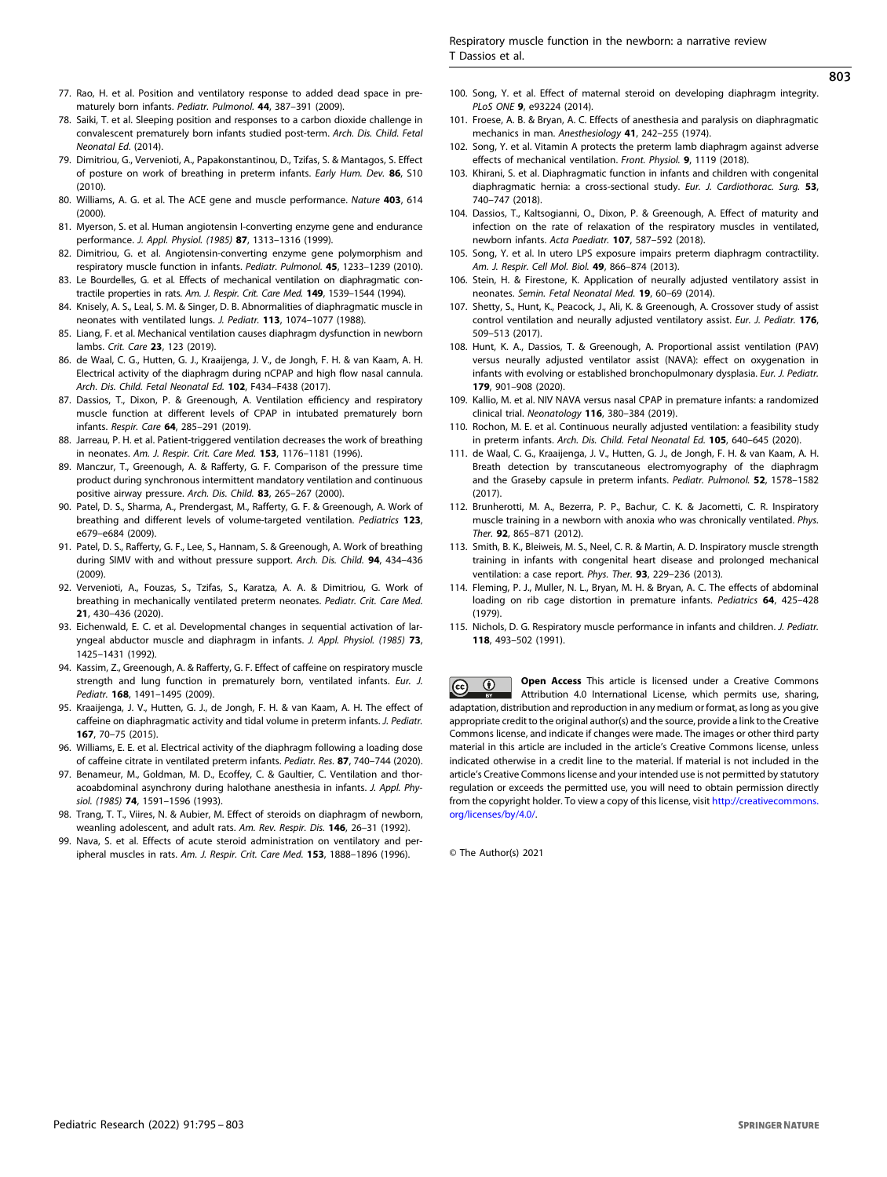77. Rao, H. et al. Position and ventilatory response to added dead space in prematurely born infants. *Pediatr. Pulmonol.* **44**, 387–391 (2009).
78. Saiki, T. et al. Sleeping position and responses to a carbon dioxide challenge in convalescent prematurely born infants studied post-term. *Arch. Dis. Child. Fetal Neonatal Ed.* (2014).
79. Dimitriou, G., Vervenioti, A., Papakonstantinou, D., Tzifas, S. & Mantagos, S. Effect of posture on work of breathing in preterm infants. *Early Hum. Dev.* **86**, S10 (2010).
80. Williams, A. G. et al. The ACE gene and muscle performance. *Nature* **403**, 614 (2000).
81. Myerson, S. et al. Human angiotensin I-converting enzyme gene and endurance performance. *J. Appl. Physiol. (1985)* **87**, 1313–1316 (1999).
82. Dimitriou, G. et al. Angiotensin-converting enzyme gene polymorphism and respiratory muscle function in infants. *Pediatr. Pulmonol.* **45**, 1233–1239 (2010).
83. Le Bourdelles, G. et al. Effects of mechanical ventilation on diaphragmatic contractile properties in rats. *Am. J. Respir. Crit. Care Med.* **149**, 1539–1544 (1994).
84. Knisely, A. S., Leal, S. M. & Singer, D. B. Abnormalities of diaphragmatic muscle in neonates with ventilated lungs. *J. Pediatr.* **113**, 1074–1077 (1988).
85. Liang, F. et al. Mechanical ventilation causes diaphragm dysfunction in newborn lambs. *Crit. Care* **23**, 123 (2019).
86. de Waal, C. G., Hutten, G. J., Kraaijenga, J. V., de Jongh, F. H. & van Kaam, A. H. Electrical activity of the diaphragm during nCPAP and high flow nasal cannula. *Arch. Dis. Child. Fetal Neonatal Ed.* **102**, F434–F438 (2017).
87. Dassios, T., Dixon, P. & Greenough, A. Ventilation efficiency and respiratory muscle function at different levels of CPAP in intubated prematurely born infants. *Respir. Care* **64**, 285–291 (2019).
88. Jarreau, P. H. et al. Patient-triggered ventilation decreases the work of breathing in neonates. *Am. J. Respir. Crit. Care Med.* **153**, 1176–1181 (1996).
89. Manczur, T., Greenough, A. & Rafferty, G. F. Comparison of the pressure time product during synchronous intermittent mandatory ventilation and continuous positive airway pressure. *Arch. Dis. Child.* **83**, 265–267 (2000).
90. Patel, D. S., Sharma, A., Prendergast, M., Rafferty, G. F. & Greenough, A. Work of breathing and different levels of volume-targeted ventilation. *Pediatrics* **123**, e679–e684 (2009).
91. Patel, D. S., Rafferty, G. F., Lee, S., Hannam, S. & Greenough, A. Work of breathing during SIMV with and without pressure support. *Arch. Dis. Child.* **94**, 434–436 (2009).
92. Vervenioti, A., Fouzas, S., Tzifas, S., Karatza, A. A. & Dimitriou, G. Work of breathing in mechanically ventilated preterm neonates. *Pediatr. Crit. Care Med.* **21**, 430–436 (2020).
93. Eichenwald, E. C. et al. Developmental changes in sequential activation of laryngeal abductor muscle and diaphragm in infants. *J. Appl. Physiol. (1985)* **73**, 1425–1431 (1992).
94. Kassim, Z., Greenough, A. & Rafferty, G. F. Effect of caffeine on respiratory muscle strength and lung function in prematurely born, ventilated infants. *Eur. J. Pediatr.* **168**, 1491–1495 (2009).
95. Kraaijenga, J. V., Hutten, G. J., de Jongh, F. H. & van Kaam, A. H. The effect of caffeine on diaphragmatic activity and tidal volume in preterm infants. *J. Pediatr.* **167**, 70–75 (2015).
96. Williams, E. E. et al. Electrical activity of the diaphragm following a loading dose of caffeine citrate in ventilated preterm infants. *Pediatr. Res.* **87**, 740–744 (2020).
97. Benameur, M., Goldman, M. D., Ecoffey, C. & Gaultier, C. Ventilation and thoracoabdominal asynchrony during halothane anesthesia in infants. *J. Appl. Physiol. (1985)* **74**, 1591–1596 (1993).
98. Trang, T. T., Viires, N. & Aubier, M. Effect of steroids on diaphragm of newborn, weanling adolescent, and adult rats. *Am. Rev. Respir. Dis.* **146**, 26–31 (1992).
99. Nava, S. et al. Effects of acute steroid administration on ventilatory and peripheral muscles in rats. *Am. J. Respir. Crit. Care Med.* **153**, 1888–1896 (1996).
100. Song, Y. et al. Effect of maternal steroid on developing diaphragm integrity. *PLoS ONE* **9**, e93224 (2014).
101. Froese, A. B. & Bryan, A. C. Effects of anesthesia and paralysis on diaphragmatic mechanics in man. *Anesthesiology* **41**, 242–255 (1974).
102. Song, Y. et al. Vitamin A protects the preterm lamb diaphragm against adverse effects of mechanical ventilation. *Front. Physiol.* **9**, 1119 (2018).
103. Khirani, S. et al. Diaphragmatic function in infants and children with congenital diaphragmatic hernia: a cross-sectional study. *Eur. J. Cardiothorac. Surg.* **53**, 740–747 (2018).
104. Dassios, T., Kaltsogianni, O., Dixon, P. & Greenough, A. Effect of maturity and infection on the rate of relaxation of the respiratory muscles in ventilated, newborn infants. *Acta Paediatr.* **107**, 587–592 (2018).
105. Song, Y. et al. In utero LPS exposure impairs preterm diaphragm contractility. *Am. J. Respir. Cell Mol. Biol.* **49**, 866–874 (2013).
106. Stein, H. & Firestone, K. Application of neurally adjusted ventilatory assist in neonates. *Semin. Fetal Neonatal Med.* **19**, 60–69 (2014).
107. Shetty, S., Hunt, K., Peacock, J., Ali, K. & Greenough, A. Crossover study of assist control ventilation and neurally adjusted ventilatory assist. *Eur. J. Pediatr.* **176**, 509–513 (2017).
108. Hunt, K. A., Dassios, T. & Greenough, A. Proportional assist ventilation (PAV) versus neurally adjusted ventilator assist (NAVA): effect on oxygenation in infants with evolving or established bronchopulmonary dysplasia. *Eur. J. Pediatr.* **179**, 901–908 (2020).
109. Kallio, M. et al. NIV NAVA versus nasal CPAP in premature infants: a randomized clinical trial. *Neonatology* **116**, 380–384 (2019).
110. Rochon, M. E. et al. Continuous neurally adjusted ventilation: a feasibility study in preterm infants. *Arch. Dis. Child. Fetal Neonatal Ed.* **105**, 640–645 (2020).
111. de Waal, C. G., Kraaijenga, J. V., Hutten, G. J., de Jongh, F. H. & van Kaam, A. H. Breath detection by transcutaneous electromyography of the diaphragm and the Graseby capsule in preterm infants. *Pediatr. Pulmonol.* **52**, 1578–1582 (2017).
112. Brunherotti, M. A., Bezerra, P. P., Bachur, C. K. & Jacometti, C. R. Inspiratory muscle training in a newborn with anoxia who was chronically ventilated. *Phys. Ther.* **92**, 865–871 (2012).
113. Smith, B. K., Bleiweis, M. S., Neel, C. R. & Martin, A. D. Inspiratory muscle strength training in infants with congenital heart disease and prolonged mechanical ventilation: a case report. *Phys. Ther.* **93**, 229–236 (2013).
114. Fleming, P. J., Muller, N. L., Bryan, M. H. & Bryan, A. C. The effects of abdominal loading on rib cage distortion in premature infants. *Pediatrics* **64**, 425–428 (1979).
115. Nichols, D. G. Respiratory muscle performance in infants and children. *J. Pediatr.* **118**, 493–502 (1991).

**Open Access** This article is licensed under a Creative Commons Attribution 4.0 International License, which permits use, sharing, adaptation, distribution and reproduction in any medium or format, as long as you give appropriate credit to the original author(s) and the source, provide a link to the Creative Commons license, and indicate if changes were made. The images or other third party material in this article are included in the article's Creative Commons license, unless indicated otherwise in a credit line to the material. If material is not included in the article's Creative Commons license and your intended use is not permitted by statutory regulation or exceeds the permitted use, you will need to obtain permission directly from the copyright holder. To view a copy of this license, visit http://creativecommons.org/licenses/by/4.0/.

© The Author(s) 2021